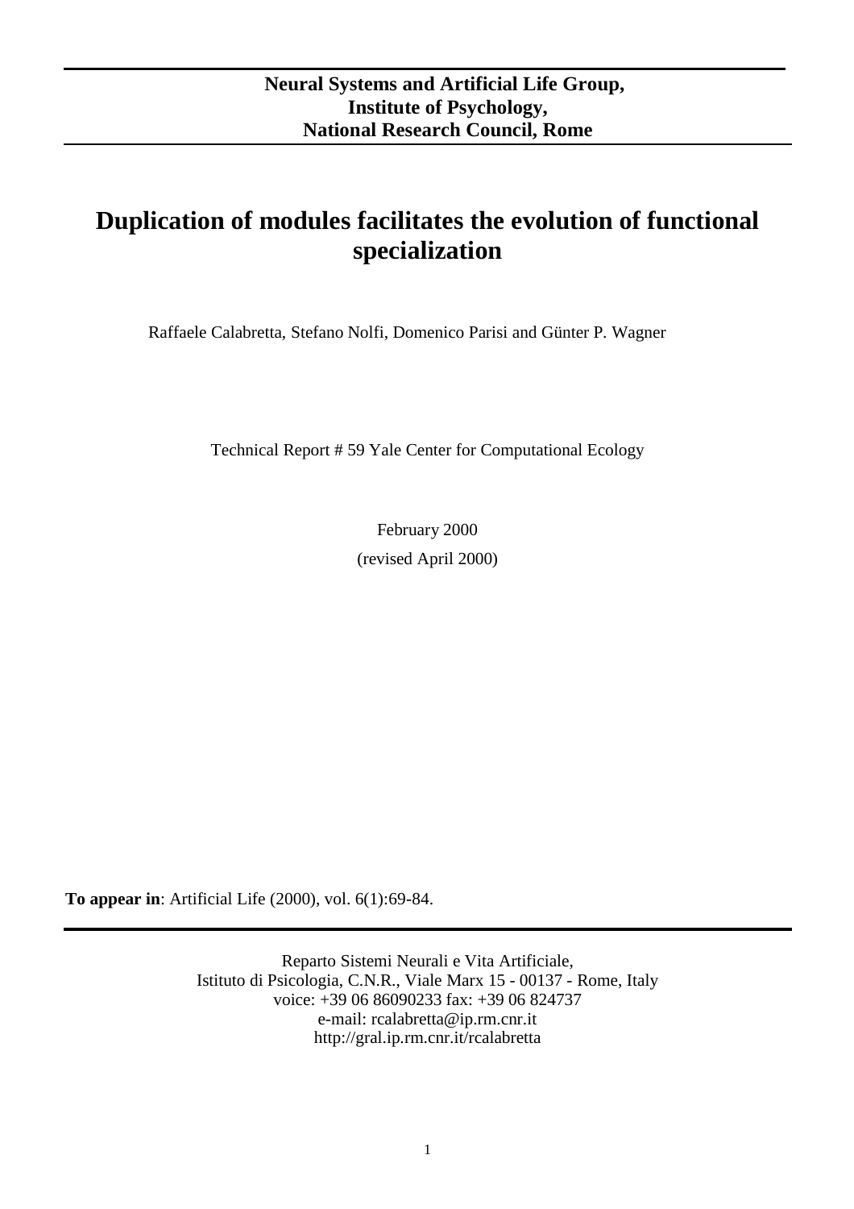**Neural Systems and Artificial Life Group,**
**Institute of Psychology,**
**National Research Council, Rome**

# Duplication of modules facilitates the evolution of functional specialization

Raffaele Calabretta, Stefano Nolfi, Domenico Parisi and Günter P. Wagner

Technical Report # 59 Yale Center for Computational Ecology

February 2000

(revised April 2000)

**To appear in**: Artificial Life (2000), vol. 6(1):69-84.

Reparto Sistemi Neurali e Vita Artificiale,
Istituto di Psicologia, C.N.R., Viale Marx 15 - 00137 - Rome, Italy
voice: +39 06 86090233 fax: +39 06 824737
e-mail: rcalabretta@ip.rm.cnr.it
http://gral.ip.rm.cnr.it/rcalabretta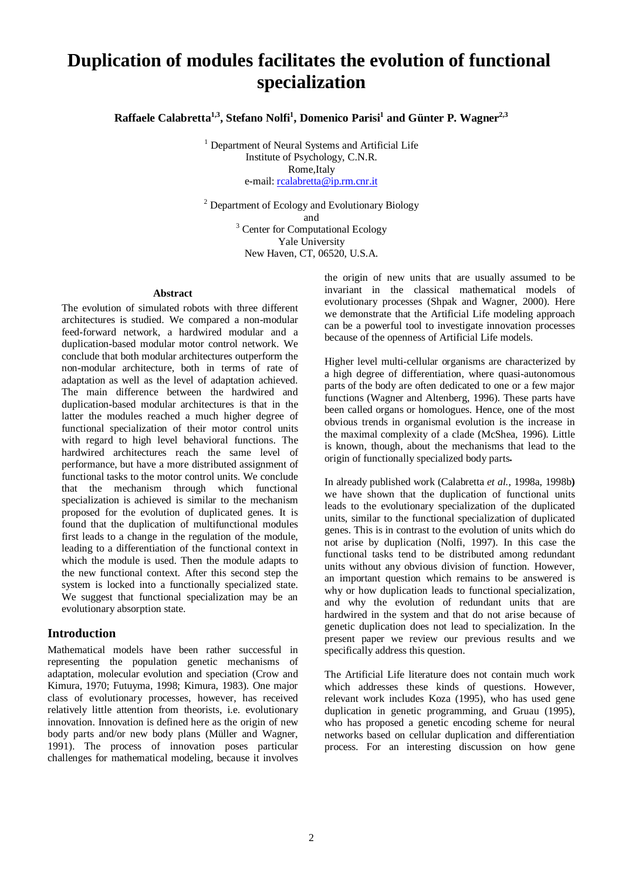# Duplication of modules facilitates the evolution of functional specialization

**Raffaele Calabretta[1,3], Stefano Nolfi[1], Domenico Parisi[1] and Günter P. Wagner[2,3]**

[1] Department of Neural Systems and Artificial Life
Institute of Psychology, C.N.R.
Rome,Italy
e-mail: rcalabretta@ip.rm.cnr.it

[2] Department of Ecology and Evolutionary Biology
and
[3] Center for Computational Ecology
Yale University
New Haven, CT, 06520, U.S.A.

### Abstract

The evolution of simulated robots with three different architectures is studied. We compared a non-modular feed-forward network, a hardwired modular and a duplication-based modular motor control network. We conclude that both modular architectures outperform the non-modular architecture, both in terms of rate of adaptation as well as the level of adaptation achieved. The main difference between the hardwired and duplication-based modular architectures is that in the latter the modules reached a much higher degree of functional specialization of their motor control units with regard to high level behavioral functions. The hardwired architectures reach the same level of performance, but have a more distributed assignment of functional tasks to the motor control units. We conclude that the mechanism through which functional specialization is achieved is similar to the mechanism proposed for the evolution of duplicated genes. It is found that the duplication of multifunctional modules first leads to a change in the regulation of the module, leading to a differentiation of the functional context in which the module is used. Then the module adapts to the new functional context. After this second step the system is locked into a functionally specialized state. We suggest that functional specialization may be an evolutionary absorption state.

## Introduction

Mathematical models have been rather successful in representing the population genetic mechanisms of adaptation, molecular evolution and speciation (Crow and Kimura, 1970; Futuyma, 1998; Kimura, 1983). One major class of evolutionary processes, however, has received relatively little attention from theorists, i.e. evolutionary innovation. Innovation is defined here as the origin of new body parts and/or new body plans (Müller and Wagner, 1991). The process of innovation poses particular challenges for mathematical modeling, because it involves the origin of new units that are usually assumed to be invariant in the classical mathematical models of evolutionary processes (Shpak and Wagner, 2000). Here we demonstrate that the Artificial Life modeling approach can be a powerful tool to investigate innovation processes because of the openness of Artificial Life models.

Higher level multi-cellular organisms are characterized by a high degree of differentiation, where quasi-autonomous parts of the body are often dedicated to one or a few major functions (Wagner and Altenberg, 1996). These parts have been called organs or homologues. Hence, one of the most obvious trends in organismal evolution is the increase in the maximal complexity of a clade (McShea, 1996). Little is known, though, about the mechanisms that lead to the origin of functionally specialized body parts**.**

In already published work (Calabretta *et al.*, 1998a, 1998b**)** we have shown that the duplication of functional units leads to the evolutionary specialization of the duplicated units, similar to the functional specialization of duplicated genes. This is in contrast to the evolution of units which do not arise by duplication (Nolfi, 1997). In this case the functional tasks tend to be distributed among redundant units without any obvious division of function. However, an important question which remains to be answered is why or how duplication leads to functional specialization, and why the evolution of redundant units that are hardwired in the system and that do not arise because of genetic duplication does not lead to specialization. In the present paper we review our previous results and we specifically address this question.

The Artificial Life literature does not contain much work which addresses these kinds of questions. However, relevant work includes Koza (1995), who has used gene duplication in genetic programming, and Gruau (1995), who has proposed a genetic encoding scheme for neural networks based on cellular duplication and differentiation process. For an interesting discussion on how gene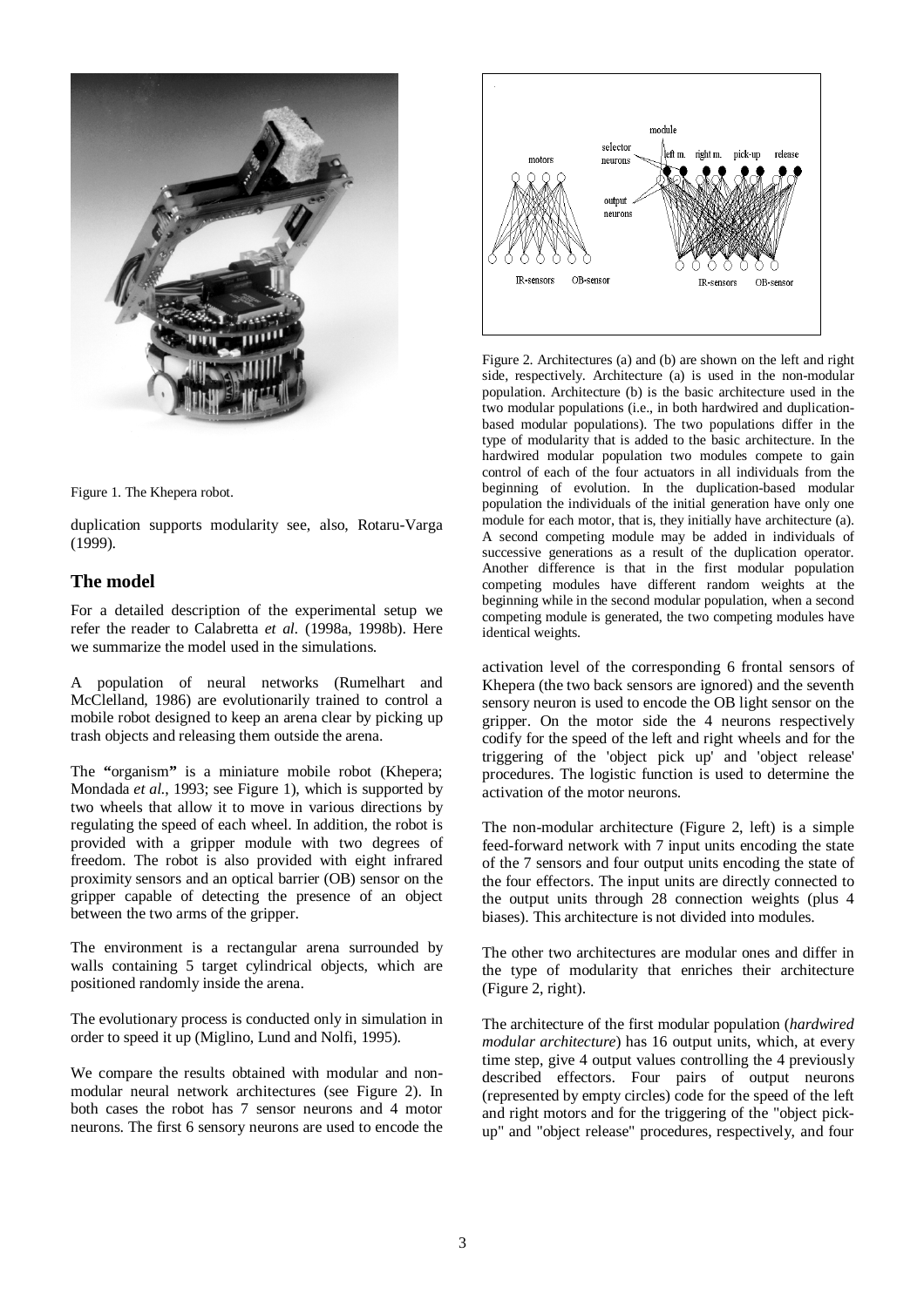Figure 1. The Khepera robot.

duplication supports modularity see, also, Rotaru-Varga (1999).

## The model

For a detailed description of the experimental setup we refer the reader to Calabretta *et al.* (1998a, 1998b). Here we summarize the model used in the simulations.

A population of neural networks (Rumelhart and McClelland, 1986) are evolutionarily trained to control a mobile robot designed to keep an arena clear by picking up trash objects and releasing them outside the arena.

The **"**organism**"** is a miniature mobile robot (Khepera; Mondada *et al.*, 1993; see Figure 1), which is supported by two wheels that allow it to move in various directions by regulating the speed of each wheel. In addition, the robot is provided with a gripper module with two degrees of freedom. The robot is also provided with eight infrared proximity sensors and an optical barrier (OB) sensor on the gripper capable of detecting the presence of an object between the two arms of the gripper.

The environment is a rectangular arena surrounded by walls containing 5 target cylindrical objects, which are positioned randomly inside the arena.

The evolutionary process is conducted only in simulation in order to speed it up (Miglino, Lund and Nolfi, 1995).

We compare the results obtained with modular and non-modular neural network architectures (see Figure 2). In both cases the robot has 7 sensor neurons and 4 motor neurons. The first 6 sensory neurons are used to encode the activation level of the corresponding 6 frontal sensors of Khepera (the two back sensors are ignored) and the seventh sensory neuron is used to encode the OB light sensor on the gripper. On the motor side the 4 neurons respectively codify for the speed of the left and right wheels and for the triggering of the 'object pick up' and 'object release' procedures. The logistic function is used to determine the activation of the motor neurons.

Figure 2. Architectures (a) and (b) are shown on the left and right side, respectively. Architecture (a) is used in the non-modular population. Architecture (b) is the basic architecture used in the two modular populations (i.e., in both hardwired and duplication-based modular populations). The two populations differ in the type of modularity that is added to the basic architecture. In the hardwired modular population two modules compete to gain control of each of the four actuators in all individuals from the beginning of evolution. In the duplication-based modular population the individuals of the initial generation have only one module for each motor, that is, they initially have architecture (a). A second competing module may be added in individuals of successive generations as a result of the duplication operator. Another difference is that in the first modular population competing modules have different random weights at the beginning while in the second modular population, when a second competing module is generated, the two competing modules have identical weights.

The non-modular architecture (Figure 2, left) is a simple feed-forward network with 7 input units encoding the state of the 7 sensors and four output units encoding the state of the four effectors. The input units are directly connected to the output units through 28 connection weights (plus 4 biases). This architecture is not divided into modules.

The other two architectures are modular ones and differ in the type of modularity that enriches their architecture (Figure 2, right).

The architecture of the first modular population (*hardwired modular architecture*) has 16 output units, which, at every time step, give 4 output values controlling the 4 previously described effectors. Four pairs of output neurons (represented by empty circles) code for the speed of the left and right motors and for the triggering of the "object pick-up" and "object release" procedures, respectively, and four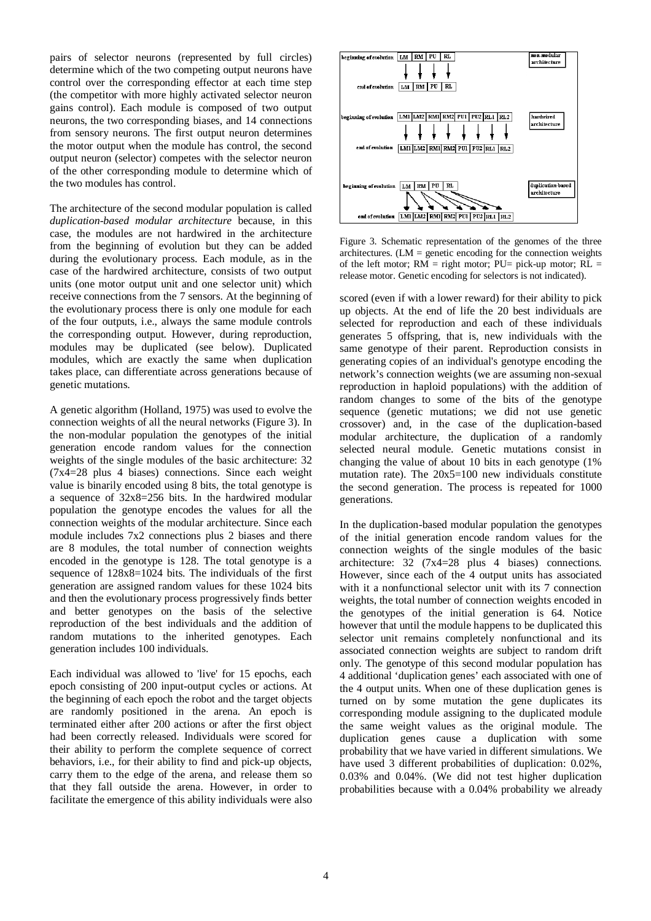pairs of selector neurons (represented by full circles) determine which of the two competing output neurons have control over the corresponding effector at each time step (the competitor with more highly activated selector neuron gains control). Each module is composed of two output neurons, the two corresponding biases, and 14 connections from sensory neurons. The first output neuron determines the motor output when the module has control, the second output neuron (selector) competes with the selector neuron of the other corresponding module to determine which of the two modules has control.

The architecture of the second modular population is called *duplication-based modular architecture* because, in this case, the modules are not hardwired in the architecture from the beginning of evolution but they can be added during the evolutionary process. Each module, as in the case of the hardwired architecture, consists of two output units (one motor output unit and one selector unit) which receive connections from the 7 sensors. At the beginning of the evolutionary process there is only one module for each of the four outputs, i.e., always the same module controls the corresponding output. However, during reproduction, modules may be duplicated (see below). Duplicated modules, which are exactly the same when duplication takes place, can differentiate across generations because of genetic mutations.

A genetic algorithm (Holland, 1975) was used to evolve the connection weights of all the neural networks (Figure 3). In the non-modular population the genotypes of the initial generation encode random values for the connection weights of the single modules of the basic architecture: 32 (7x4=28 plus 4 biases) connections. Since each weight value is binarily encoded using 8 bits, the total genotype is a sequence of 32x8=256 bits. In the hardwired modular population the genotype encodes the values for all the connection weights of the modular architecture. Since each module includes 7x2 connections plus 2 biases and there are 8 modules, the total number of connection weights encoded in the genotype is 128. The total genotype is a sequence of 128x8=1024 bits. The individuals of the first generation are assigned random values for these 1024 bits and then the evolutionary process progressively finds better and better genotypes on the basis of the selective reproduction of the best individuals and the addition of random mutations to the inherited genotypes. Each generation includes 100 individuals.

Each individual was allowed to 'live' for 15 epochs, each epoch consisting of 200 input-output cycles or actions. At the beginning of each epoch the robot and the target objects are randomly positioned in the arena. An epoch is terminated either after 200 actions or after the first object had been correctly released. Individuals were scored for their ability to perform the complete sequence of correct behaviors, i.e., for their ability to find and pick-up objects, carry them to the edge of the arena, and release them so that they fall outside the arena. However, in order to facilitate the emergence of this ability individuals were also

Figure 3. Schematic representation of the genomes of the three architectures. (LM = genetic encoding for the connection weights of the left motor; RM = right motor; PU= pick-up motor; RL = release motor. Genetic encoding for selectors is not indicated).

scored (even if with a lower reward) for their ability to pick up objects. At the end of life the 20 best individuals are selected for reproduction and each of these individuals generates 5 offspring, that is, new individuals with the same genotype of their parent. Reproduction consists in generating copies of an individual's genotype encoding the network's connection weights (we are assuming non-sexual reproduction in haploid populations) with the addition of random changes to some of the bits of the genotype sequence (genetic mutations; we did not use genetic crossover) and, in the case of the duplication-based modular architecture, the duplication of a randomly selected neural module. Genetic mutations consist in changing the value of about 10 bits in each genotype (1% mutation rate). The 20x5=100 new individuals constitute the second generation. The process is repeated for 1000 generations.

In the duplication-based modular population the genotypes of the initial generation encode random values for the connection weights of the single modules of the basic architecture: 32 (7x4=28 plus 4 biases) connections. However, since each of the 4 output units has associated with it a nonfunctional selector unit with its 7 connection weights, the total number of connection weights encoded in the genotypes of the initial generation is 64. Notice however that until the module happens to be duplicated this selector unit remains completely nonfunctional and its associated connection weights are subject to random drift only. The genotype of this second modular population has 4 additional 'duplication genes' each associated with one of the 4 output units. When one of these duplication genes is turned on by some mutation the gene duplicates its corresponding module assigning to the duplicated module the same weight values as the original module. The duplication genes cause a duplication with some probability that we have varied in different simulations. We have used 3 different probabilities of duplication: 0.02%, 0.03% and 0.04%. (We did not test higher duplication probabilities because with a 0.04% probability we already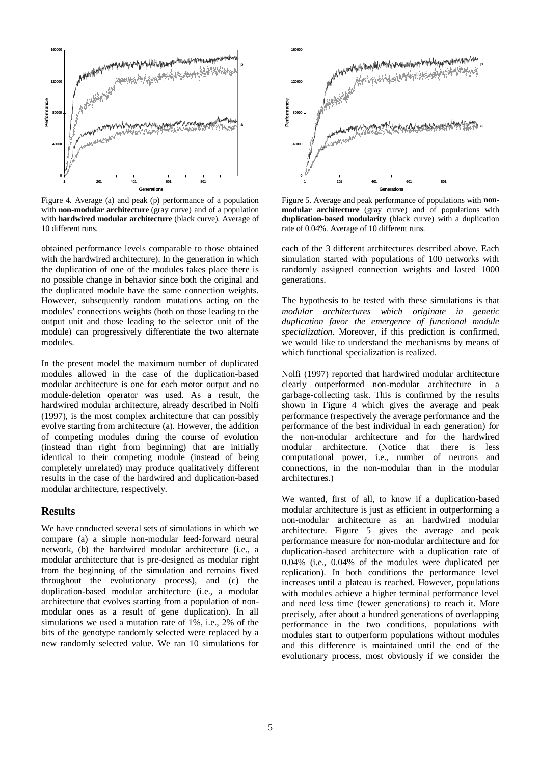Figure 4. Average (a) and peak (p) performance of a population with **non-modular architecture** (gray curve) and of a population with **hardwired modular architecture** (black curve). Average of 10 different runs.

Figure 5. Average and peak performance of populations with **non-modular architecture** (gray curve) and of populations with **duplication-based modularity** (black curve) with a duplication rate of 0.04%. Average of 10 different runs.

obtained performance levels comparable to those obtained with the hardwired architecture). In the generation in which the duplication of one of the modules takes place there is no possible change in behavior since both the original and the duplicated module have the same connection weights. However, subsequently random mutations acting on the modules' connections weights (both on those leading to the output unit and those leading to the selector unit of the module) can progressively differentiate the two alternate modules.

In the present model the maximum number of duplicated modules allowed in the case of the duplication-based modular architecture is one for each motor output and no module-deletion operator was used. As a result, the hardwired modular architecture, already described in Nolfi (1997), is the most complex architecture that can possibly evolve starting from architecture (a). However, the addition of competing modules during the course of evolution (instead than right from beginning) that are initially identical to their competing module (instead of being completely unrelated) may produce qualitatively different results in the case of the hardwired and duplication-based modular architecture, respectively.

## Results

We have conducted several sets of simulations in which we compare (a) a simple non-modular feed-forward neural network, (b) the hardwired modular architecture (i.e., a modular architecture that is pre-designed as modular right from the beginning of the simulation and remains fixed throughout the evolutionary process), and (c) the duplication-based modular architecture (i.e., a modular architecture that evolves starting from a population of non-modular ones as a result of gene duplication). In all simulations we used a mutation rate of 1%, i.e., 2% of the bits of the genotype randomly selected were replaced by a new randomly selected value. We ran 10 simulations for each of the 3 different architectures described above. Each simulation started with populations of 100 networks with randomly assigned connection weights and lasted 1000 generations.

The hypothesis to be tested with these simulations is that *modular architectures which originate in genetic duplication favor the emergence of functional module specialization*. Moreover, if this prediction is confirmed, we would like to understand the mechanisms by means of which functional specialization is realized.

Nolfi (1997) reported that hardwired modular architecture clearly outperformed non-modular architecture in a garbage-collecting task. This is confirmed by the results shown in Figure 4 which gives the average and peak performance (respectively the average performance and the performance of the best individual in each generation) for the non-modular architecture and for the hardwired modular architecture. (Notice that there is less computational power, i.e., number of neurons and connections, in the non-modular than in the modular architectures.)

We wanted, first of all, to know if a duplication-based modular architecture is just as efficient in outperforming a non-modular architecture as an hardwired modular architecture. Figure 5 gives the average and peak performance measure for non-modular architecture and for duplication-based architecture with a duplication rate of 0.04% (i.e., 0.04% of the modules were duplicated per replication). In both conditions the performance level increases until a plateau is reached. However, populations with modules achieve a higher terminal performance level and need less time (fewer generations) to reach it. More precisely, after about a hundred generations of overlapping performance in the two conditions, populations with modules start to outperform populations without modules and this difference is maintained until the end of the evolutionary process, most obviously if we consider the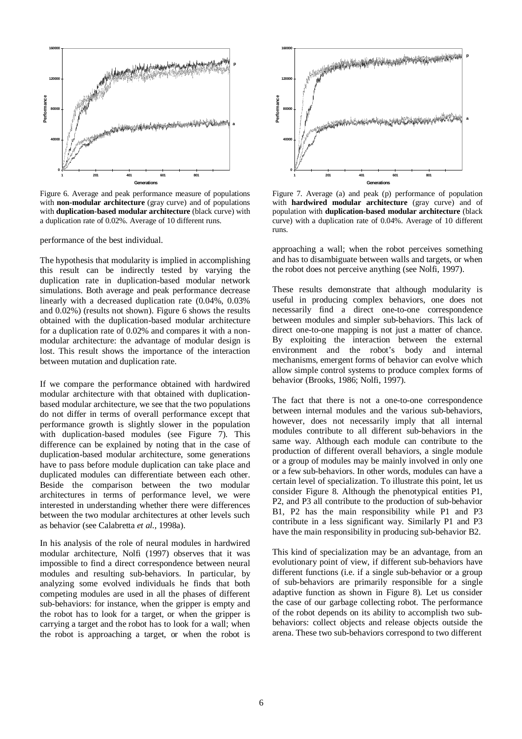Figure 6. Average and peak performance measure of populations with **non-modular architecture** (gray curve) and of populations with **duplication-based modular architecture** (black curve) with a duplication rate of 0.02%. Average of 10 different runs.

Figure 7. Average (a) and peak (p) performance of population with **hardwired modular architecture** (gray curve) and of population with **duplication-based modular architecture** (black curve) with a duplication rate of 0.04%. Average of 10 different runs.

performance of the best individual.

The hypothesis that modularity is implied in accomplishing this result can be indirectly tested by varying the duplication rate in duplication-based modular network simulations. Both average and peak performance decrease linearly with a decreased duplication rate (0.04%, 0.03% and 0.02%) (results not shown). Figure 6 shows the results obtained with the duplication-based modular architecture for a duplication rate of 0.02% and compares it with a non-modular architecture: the advantage of modular design is lost. This result shows the importance of the interaction between mutation and duplication rate.

If we compare the performance obtained with hardwired modular architecture with that obtained with duplication-based modular architecture, we see that the two populations do not differ in terms of overall performance except that performance growth is slightly slower in the population with duplication-based modules (see Figure 7). This difference can be explained by noting that in the case of duplication-based modular architecture, some generations have to pass before module duplication can take place and duplicated modules can differentiate between each other. Beside the comparison between the two modular architectures in terms of performance level, we were interested in understanding whether there were differences between the two modular architectures at other levels such as behavior (see Calabretta *et al.*, 1998a).

In his analysis of the role of neural modules in hardwired modular architecture, Nolfi (1997) observes that it was impossible to find a direct correspondence between neural modules and resulting sub-behaviors. In particular, by analyzing some evolved individuals he finds that both competing modules are used in all the phases of different sub-behaviors: for instance, when the gripper is empty and the robot has to look for a target, or when the gripper is carrying a target and the robot has to look for a wall; when the robot is approaching a target, or when the robot is approaching a wall; when the robot perceives something and has to disambiguate between walls and targets, or when the robot does not perceive anything (see Nolfi, 1997).

These results demonstrate that although modularity is useful in producing complex behaviors, one does not necessarily find a direct one-to-one correspondence between modules and simpler sub-behaviors. This lack of direct one-to-one mapping is not just a matter of chance. By exploiting the interaction between the external environment and the robot's body and internal mechanisms, emergent forms of behavior can evolve which allow simple control systems to produce complex forms of behavior (Brooks, 1986; Nolfi, 1997).

The fact that there is not a one-to-one correspondence between internal modules and the various sub-behaviors, however, does not necessarily imply that all internal modules contribute to all different sub-behaviors in the same way. Although each module can contribute to the production of different overall behaviors, a single module or a group of modules may be mainly involved in only one or a few sub-behaviors. In other words, modules can have a certain level of specialization. To illustrate this point, let us consider Figure 8. Although the phenotypical entities P1, P2, and P3 all contribute to the production of sub-behavior B1, P2 has the main responsibility while P1 and P3 contribute in a less significant way. Similarly P1 and P3 have the main responsibility in producing sub-behavior B2.

This kind of specialization may be an advantage, from an evolutionary point of view, if different sub-behaviors have different functions (i.e. if a single sub-behavior or a group of sub-behaviors are primarily responsible for a single adaptive function as shown in Figure 8). Let us consider the case of our garbage collecting robot. The performance of the robot depends on its ability to accomplish two sub-behaviors: collect objects and release objects outside the arena. These two sub-behaviors correspond to two different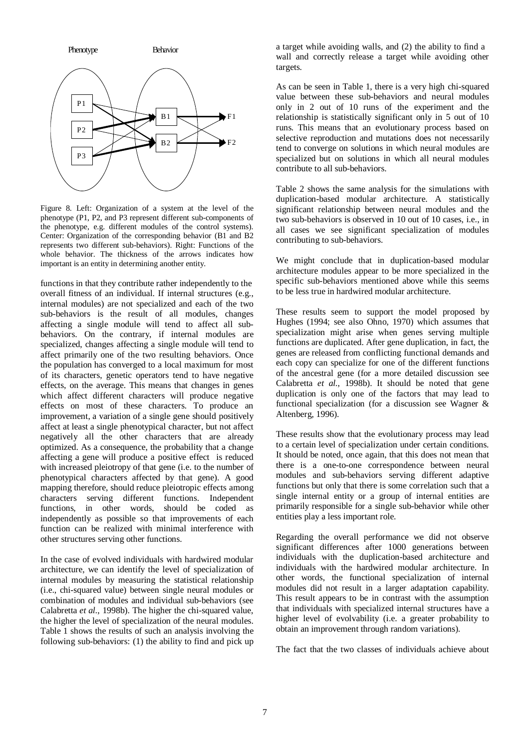Figure 8. Left: Organization of a system at the level of the phenotype (P1, P2, and P3 represent different sub-components of the phenotype, e.g. different modules of the control systems). Center: Organization of the corresponding behavior (B1 and B2 represents two different sub-behaviors). Right: Functions of the whole behavior. The thickness of the arrows indicates how important is an entity in determining another entity.

functions in that they contribute rather independently to the overall fitness of an individual. If internal structures (e.g., internal modules) are not specialized and each of the two sub-behaviors is the result of all modules, changes affecting a single module will tend to affect all sub-behaviors. On the contrary, if internal modules are specialized, changes affecting a single module will tend to affect primarily one of the two resulting behaviors. Once the population has converged to a local maximum for most of its characters, genetic operators tend to have negative effects, on the average. This means that changes in genes which affect different characters will produce negative effects on most of these characters. To produce an improvement, a variation of a single gene should positively affect at least a single phenotypical character, but not affect negatively all the other characters that are already optimized. As a consequence, the probability that a change affecting a gene will produce a positive effect is reduced with increased pleiotropy of that gene (i.e. to the number of phenotypical characters affected by that gene). A good mapping therefore, should reduce pleiotropic effects among characters serving different functions. Independent functions, in other words, should be coded as independently as possible so that improvements of each function can be realized with minimal interference with other structures serving other functions.

In the case of evolved individuals with hardwired modular architecture, we can identify the level of specialization of internal modules by measuring the statistical relationship (i.e., chi-squared value) between single neural modules or combination of modules and individual sub-behaviors (see Calabretta *et al.*, 1998b). The higher the chi-squared value, the higher the level of specialization of the neural modules. Table 1 shows the results of such an analysis involving the following sub-behaviors: (1) the ability to find and pick up a target while avoiding walls, and (2) the ability to find a wall and correctly release a target while avoiding other targets.

As can be seen in Table 1, there is a very high chi-squared value between these sub-behaviors and neural modules only in 2 out of 10 runs of the experiment and the relationship is statistically significant only in 5 out of 10 runs. This means that an evolutionary process based on selective reproduction and mutations does not necessarily tend to converge on solutions in which neural modules are specialized but on solutions in which all neural modules contribute to all sub-behaviors.

Table 2 shows the same analysis for the simulations with duplication-based modular architecture. A statistically significant relationship between neural modules and the two sub-behaviors is observed in 10 out of 10 cases, i.e., in all cases we see significant specialization of modules contributing to sub-behaviors.

We might conclude that in duplication-based modular architecture modules appear to be more specialized in the specific sub-behaviors mentioned above while this seems to be less true in hardwired modular architecture.

These results seem to support the model proposed by Hughes (1994; see also Ohno, 1970) which assumes that specialization might arise when genes serving multiple functions are duplicated. After gene duplication, in fact, the genes are released from conflicting functional demands and each copy can specialize for one of the different functions of the ancestral gene (for a more detailed discussion see Calabretta *et al.*, 1998b). It should be noted that gene duplication is only one of the factors that may lead to functional specialization (for a discussion see Wagner & Altenberg, 1996).

These results show that the evolutionary process may lead to a certain level of specialization under certain conditions. It should be noted, once again, that this does not mean that there is a one-to-one correspondence between neural modules and sub-behaviors serving different adaptive functions but only that there is some correlation such that a single internal entity or a group of internal entities are primarily responsible for a single sub-behavior while other entities play a less important role.

Regarding the overall performance we did not observe significant differences after 1000 generations between individuals with the duplication-based architecture and individuals with the hardwired modular architecture. In other words, the functional specialization of internal modules did not result in a larger adaptation capability. This result appears to be in contrast with the assumption that individuals with specialized internal structures have a higher level of evolvability (i.e. a greater probability to obtain an improvement through random variations).

The fact that the two classes of individuals achieve about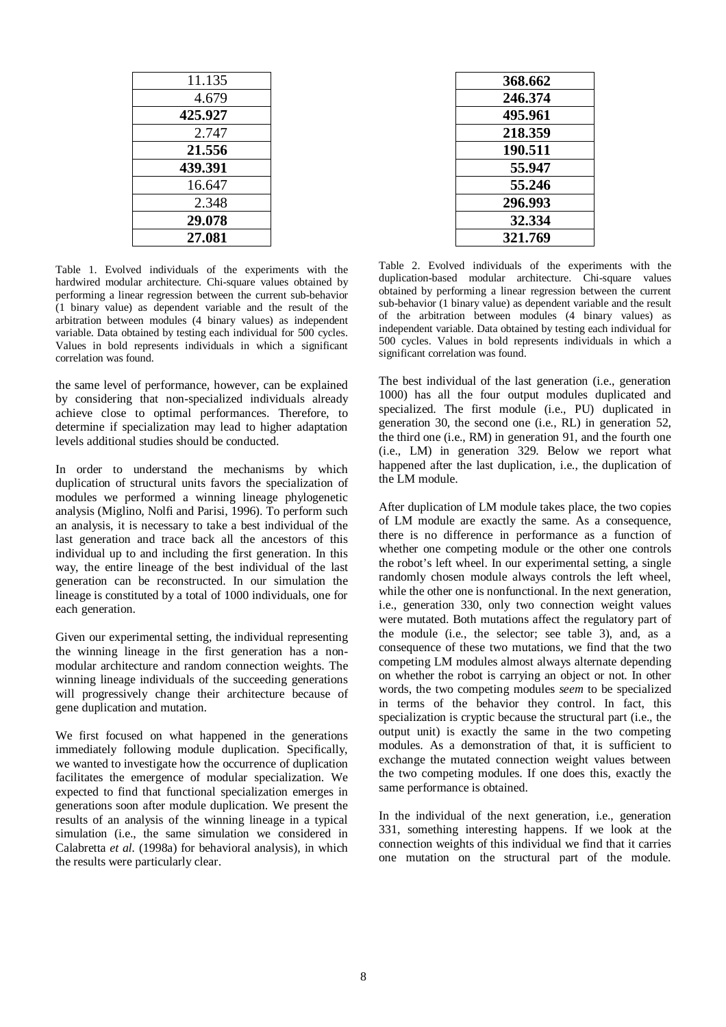| |
|---|
| 11.135 |
| 4.679 |
| **425.927** |
| 2.747 |
| **21.556** |
| **439.391** |
| 16.647 |
| 2.348 |
| **29.078** |
| **27.081** |

Table 1. Evolved individuals of the experiments with the hardwired modular architecture. Chi-square values obtained by performing a linear regression between the current sub-behavior (1 binary value) as dependent variable and the result of the arbitration between modules (4 binary values) as independent variable. Data obtained by testing each individual for 500 cycles. Values in bold represents individuals in which a significant correlation was found.

| |
|---|
| **368.662** |
| **246.374** |
| **495.961** |
| **218.359** |
| **190.511** |
| **55.947** |
| **55.246** |
| **296.993** |
| **32.334** |
| **321.769** |

Table 2. Evolved individuals of the experiments with the duplication-based modular architecture. Chi-square values obtained by performing a linear regression between the current sub-behavior (1 binary value) as dependent variable and the result of the arbitration between modules (4 binary values) as independent variable. Data obtained by testing each individual for 500 cycles. Values in bold represents individuals in which a significant correlation was found.

the same level of performance, however, can be explained by considering that non-specialized individuals already achieve close to optimal performances. Therefore, to determine if specialization may lead to higher adaptation levels additional studies should be conducted.

In order to understand the mechanisms by which duplication of structural units favors the specialization of modules we performed a winning lineage phylogenetic analysis (Miglino, Nolfi and Parisi, 1996). To perform such an analysis, it is necessary to take a best individual of the last generation and trace back all the ancestors of this individual up to and including the first generation. In this way, the entire lineage of the best individual of the last generation can be reconstructed. In our simulation the lineage is constituted by a total of 1000 individuals, one for each generation.

Given our experimental setting, the individual representing the winning lineage in the first generation has a non-modular architecture and random connection weights. The winning lineage individuals of the succeeding generations will progressively change their architecture because of gene duplication and mutation.

We first focused on what happened in the generations immediately following module duplication. Specifically, we wanted to investigate how the occurrence of duplication facilitates the emergence of modular specialization. We expected to find that functional specialization emerges in generations soon after module duplication. We present the results of an analysis of the winning lineage in a typical simulation (i.e., the same simulation we considered in Calabretta *et al*. (1998a) for behavioral analysis), in which the results were particularly clear.

The best individual of the last generation (i.e., generation 1000) has all the four output modules duplicated and specialized. The first module (i.e., PU) duplicated in generation 30, the second one (i.e., RL) in generation 52, the third one (i.e., RM) in generation 91, and the fourth one (i.e., LM) in generation 329. Below we report what happened after the last duplication, i.e., the duplication of the LM module.

After duplication of LM module takes place, the two copies of LM module are exactly the same. As a consequence, there is no difference in performance as a function of whether one competing module or the other one controls the robot's left wheel. In our experimental setting, a single randomly chosen module always controls the left wheel, while the other one is nonfunctional. In the next generation, i.e., generation 330, only two connection weight values were mutated. Both mutations affect the regulatory part of the module (i.e., the selector; see table 3), and, as a consequence of these two mutations, we find that the two competing LM modules almost always alternate depending on whether the robot is carrying an object or not. In other words, the two competing modules *seem* to be specialized in terms of the behavior they control. In fact, this specialization is cryptic because the structural part (i.e., the output unit) is exactly the same in the two competing modules. As a demonstration of that, it is sufficient to exchange the mutated connection weight values between the two competing modules. If one does this, exactly the same performance is obtained.

In the individual of the next generation, i.e., generation 331, something interesting happens. If we look at the connection weights of this individual we find that it carries one mutation on the structural part of the module.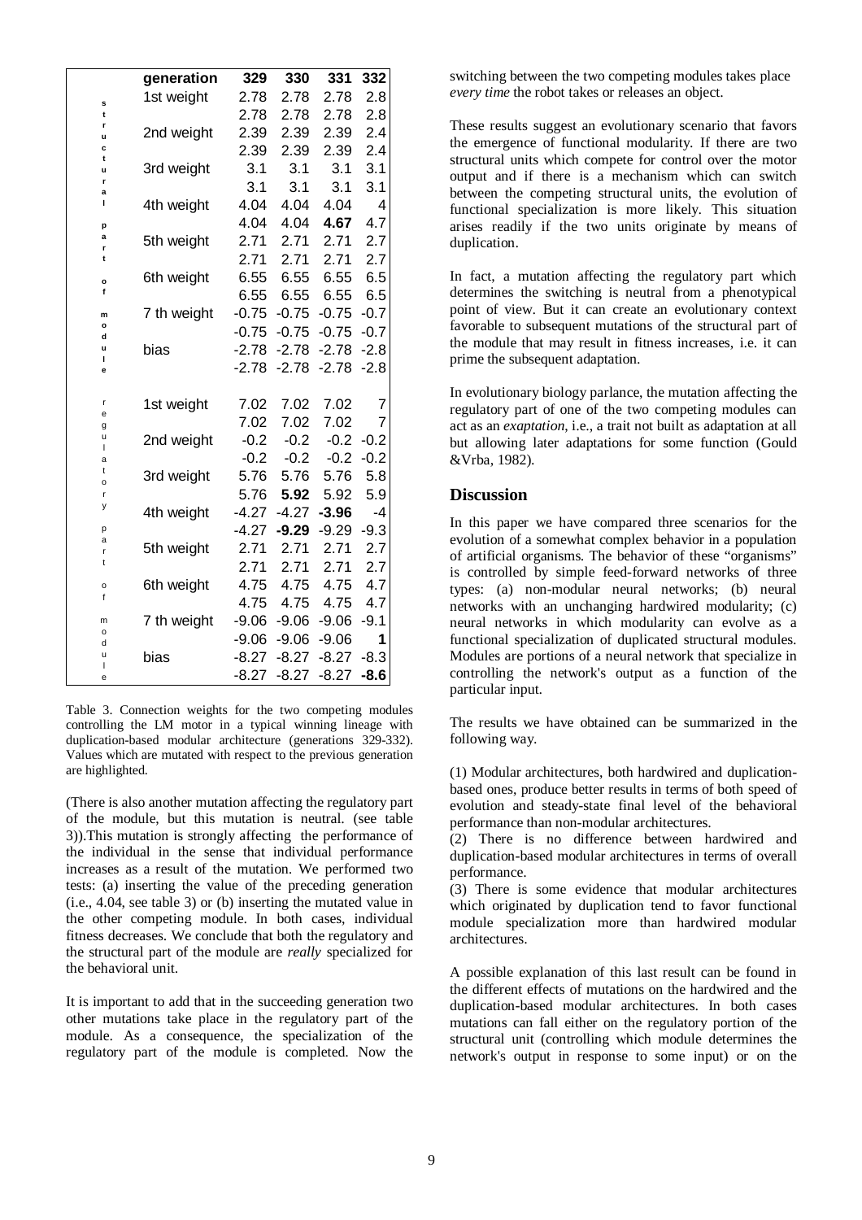| | generation | 329 | 330 | 331 | 332 |
|---|---|---|---|---|---|
| structural part of module | 1st weight | 2.78 | 2.78 | 2.78 | 2.8 |
| | | 2.78 | 2.78 | 2.78 | 2.8 |
| | 2nd weight | 2.39 | 2.39 | 2.39 | 2.4 |
| | | 2.39 | 2.39 | 2.39 | 2.4 |
| | 3rd weight | 3.1 | 3.1 | 3.1 | 3.1 |
| | | 3.1 | 3.1 | 3.1 | 3.1 |
| | 4th weight | 4.04 | 4.04 | 4.04 | 4 |
| | | 4.04 | 4.04 | **4.67** | 4.7 |
| | 5th weight | 2.71 | 2.71 | 2.71 | 2.7 |
| | | 2.71 | 2.71 | 2.71 | 2.7 |
| | 6th weight | 6.55 | 6.55 | 6.55 | 6.5 |
| | | 6.55 | 6.55 | 6.55 | 6.5 |
| | 7 th weight | -0.75 | -0.75 | -0.75 | -0.7 |
| | | -0.75 | -0.75 | -0.75 | -0.7 |
| | bias | -2.78 | -2.78 | -2.78 | -2.8 |
| | | -2.78 | -2.78 | -2.78 | -2.8 |
| regulatory part of module | 1st weight | 7.02 | 7.02 | 7.02 | 7 |
| | | 7.02 | 7.02 | 7.02 | 7 |
| | 2nd weight | -0.2 | -0.2 | -0.2 | -0.2 |
| | | -0.2 | -0.2 | -0.2 | -0.2 |
| | 3rd weight | 5.76 | 5.76 | 5.76 | 5.8 |
| | | 5.76 | **5.92** | 5.92 | 5.9 |
| | 4th weight | -4.27 | -4.27 | **-3.96** | -4 |
| | | -4.27 | **-9.29** | -9.29 | -9.3 |
| | 5th weight | 2.71 | 2.71 | 2.71 | 2.7 |
| | | 2.71 | 2.71 | 2.71 | 2.7 |
| | 6th weight | 4.75 | 4.75 | 4.75 | 4.7 |
| | | 4.75 | 4.75 | 4.75 | 4.7 |
| | 7 th weight | -9.06 | -9.06 | -9.06 | -9.1 |
| | | -9.06 | -9.06 | -9.06 | **1** |
| | bias | -8.27 | -8.27 | -8.27 | -8.3 |
| | | -8.27 | -8.27 | -8.27 | **-8.6** |

Table 3. Connection weights for the two competing modules controlling the LM motor in a typical winning lineage with duplication-based modular architecture (generations 329-332). Values which are mutated with respect to the previous generation are highlighted.

(There is also another mutation affecting the regulatory part of the module, but this mutation is neutral. (see table 3)).This mutation is strongly affecting the performance of the individual in the sense that individual performance increases as a result of the mutation. We performed two tests: (a) inserting the value of the preceding generation (i.e., 4.04, see table 3) or (b) inserting the mutated value in the other competing module. In both cases, individual fitness decreases. We conclude that both the regulatory and the structural part of the module are *really* specialized for the behavioral unit.

It is important to add that in the succeeding generation two other mutations take place in the regulatory part of the module. As a consequence, the specialization of the regulatory part of the module is completed. Now the switching between the two competing modules takes place *every time* the robot takes or releases an object.

These results suggest an evolutionary scenario that favors the emergence of functional modularity. If there are two structural units which compete for control over the motor output and if there is a mechanism which can switch between the competing structural units, the evolution of functional specialization is more likely. This situation arises readily if the two units originate by means of duplication.

In fact, a mutation affecting the regulatory part which determines the switching is neutral from a phenotypical point of view. But it can create an evolutionary context favorable to subsequent mutations of the structural part of the module that may result in fitness increases, i.e. it can prime the subsequent adaptation.

In evolutionary biology parlance, the mutation affecting the regulatory part of one of the two competing modules can act as an *exaptation*, i.e., a trait not built as adaptation at all but allowing later adaptations for some function (Gould &Vrba, 1982).

## Discussion

In this paper we have compared three scenarios for the evolution of a somewhat complex behavior in a population of artificial organisms. The behavior of these "organisms" is controlled by simple feed-forward networks of three types: (a) non-modular neural networks; (b) neural networks with an unchanging hardwired modularity; (c) neural networks in which modularity can evolve as a functional specialization of duplicated structural modules. Modules are portions of a neural network that specialize in controlling the network's output as a function of the particular input.

The results we have obtained can be summarized in the following way.

(1) Modular architectures, both hardwired and duplication-based ones, produce better results in terms of both speed of evolution and steady-state final level of the behavioral performance than non-modular architectures.
(2) There is no difference between hardwired and duplication-based modular architectures in terms of overall performance.
(3) There is some evidence that modular architectures which originated by duplication tend to favor functional module specialization more than hardwired modular architectures.

A possible explanation of this last result can be found in the different effects of mutations on the hardwired and the duplication-based modular architectures. In both cases mutations can fall either on the regulatory portion of the structural unit (controlling which module determines the network's output in response to some input) or on the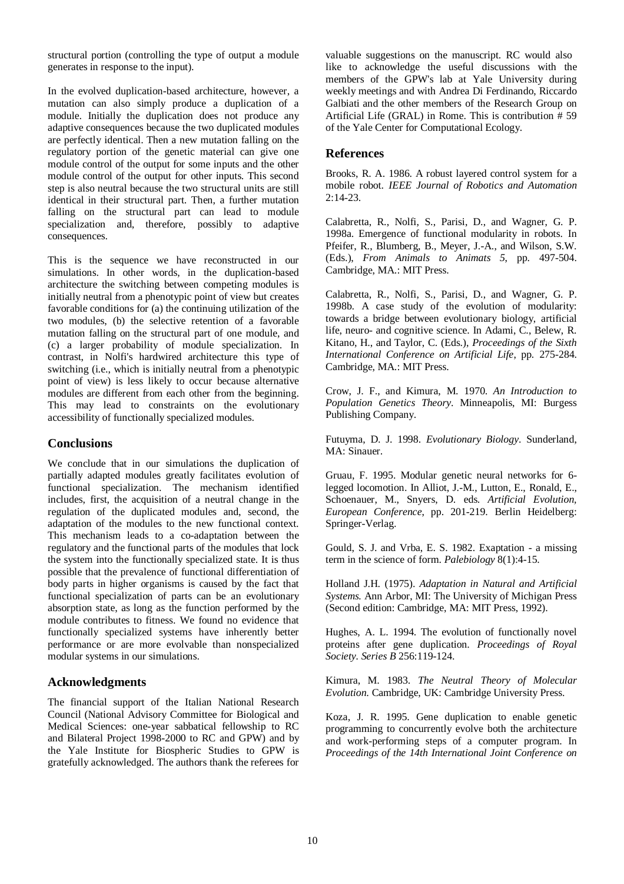structural portion (controlling the type of output a module generates in response to the input).

In the evolved duplication-based architecture, however, a mutation can also simply produce a duplication of a module. Initially the duplication does not produce any adaptive consequences because the two duplicated modules are perfectly identical. Then a new mutation falling on the regulatory portion of the genetic material can give one module control of the output for some inputs and the other module control of the output for other inputs. This second step is also neutral because the two structural units are still identical in their structural part. Then, a further mutation falling on the structural part can lead to module specialization and, therefore, possibly to adaptive consequences.

This is the sequence we have reconstructed in our simulations. In other words, in the duplication-based architecture the switching between competing modules is initially neutral from a phenotypic point of view but creates favorable conditions for (a) the continuing utilization of the two modules, (b) the selective retention of a favorable mutation falling on the structural part of one module, and (c) a larger probability of module specialization. In contrast, in Nolfi's hardwired architecture this type of switching (i.e., which is initially neutral from a phenotypic point of view) is less likely to occur because alternative modules are different from each other from the beginning. This may lead to constraints on the evolutionary accessibility of functionally specialized modules.

## Conclusions

We conclude that in our simulations the duplication of partially adapted modules greatly facilitates evolution of functional specialization. The mechanism identified includes, first, the acquisition of a neutral change in the regulation of the duplicated modules and, second, the adaptation of the modules to the new functional context. This mechanism leads to a co-adaptation between the regulatory and the functional parts of the modules that lock the system into the functionally specialized state. It is thus possible that the prevalence of functional differentiation of body parts in higher organisms is caused by the fact that functional specialization of parts can be an evolutionary absorption state, as long as the function performed by the module contributes to fitness. We found no evidence that functionally specialized systems have inherently better performance or are more evolvable than nonspecialized modular systems in our simulations.

## Acknowledgments

The financial support of the Italian National Research Council (National Advisory Committee for Biological and Medical Sciences: one-year sabbatical fellowship to RC and Bilateral Project 1998-2000 to RC and GPW) and by the Yale Institute for Biospheric Studies to GPW is gratefully acknowledged. The authors thank the referees for valuable suggestions on the manuscript. RC would also like to acknowledge the useful discussions with the members of the GPW's lab at Yale University during weekly meetings and with Andrea Di Ferdinando, Riccardo Galbiati and the other members of the Research Group on Artificial Life (GRAL) in Rome. This is contribution # 59 of the Yale Center for Computational Ecology.

## References

Brooks, R. A. 1986. A robust layered control system for a mobile robot. *IEEE Journal of Robotics and Automation* 2:14-23.

Calabretta, R., Nolfi, S., Parisi, D., and Wagner, G. P. 1998a. Emergence of functional modularity in robots. In Pfeifer, R., Blumberg, B., Meyer, J.-A., and Wilson, S.W. (Eds.), *From Animals to Animats 5*, pp. 497-504. Cambridge, MA.: MIT Press.

Calabretta, R., Nolfi, S., Parisi, D., and Wagner, G. P. 1998b. A case study of the evolution of modularity: towards a bridge between evolutionary biology, artificial life, neuro- and cognitive science. In Adami, C., Belew, R. Kitano, H., and Taylor, C. (Eds.), *Proceedings of the Sixth International Conference on Artificial Life*, pp. 275-284. Cambridge, MA.: MIT Press.

Crow, J. F., and Kimura, M. 1970. *An Introduction to Population Genetics Theory*. Minneapolis, MI: Burgess Publishing Company.

Futuyma, D. J. 1998. *Evolutionary Biology*. Sunderland, MA: Sinauer.

Gruau, F. 1995. Modular genetic neural networks for 6-legged locomotion. In Alliot, J.-M., Lutton, E., Ronald, E., Schoenauer, M., Snyers, D. eds. *Artificial Evolution, European Conference*, pp. 201-219. Berlin Heidelberg: Springer-Verlag.

Gould, S. J. and Vrba, E. S. 1982. Exaptation - a missing term in the science of form. *Palebiology* 8(1):4-15.

Holland J.H. (1975). *Adaptation in Natural and Artificial Systems.* Ann Arbor, MI: The University of Michigan Press (Second edition: Cambridge, MA: MIT Press, 1992).

Hughes, A. L. 1994. The evolution of functionally novel proteins after gene duplication. *Proceedings of Royal Society. Series B* 256:119-124.

Kimura, M. 1983. *The Neutral Theory of Molecular Evolution.* Cambridge, UK: Cambridge University Press.

Koza, J. R. 1995. Gene duplication to enable genetic programming to concurrently evolve both the architecture and work-performing steps of a computer program. In *Proceedings of the 14th International Joint Conference on*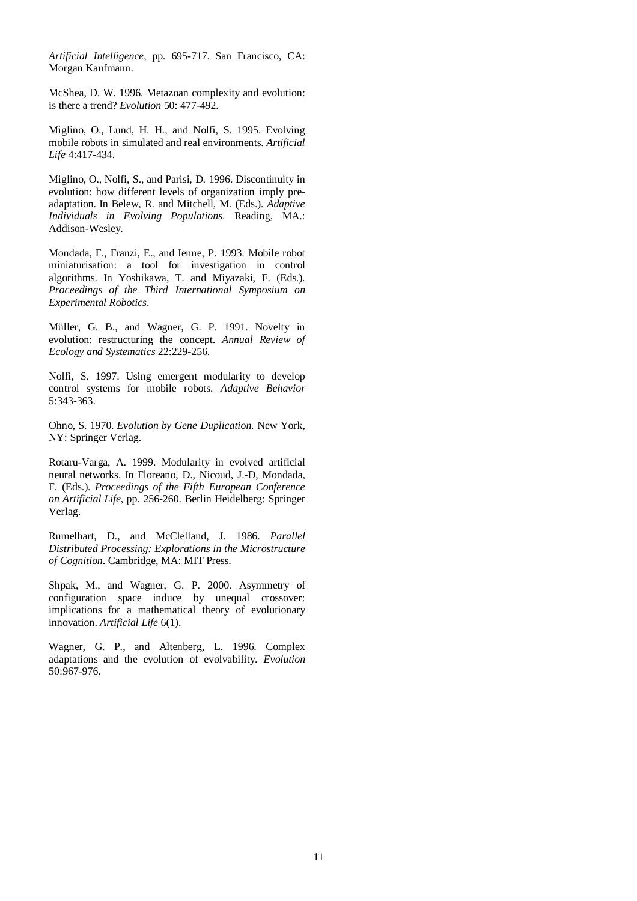*Artificial Intelligence*, pp. 695-717. San Francisco, CA: Morgan Kaufmann.

McShea, D. W. 1996. Metazoan complexity and evolution: is there a trend? *Evolution* 50: 477-492.

Miglino, O., Lund, H. H., and Nolfi, S. 1995. Evolving mobile robots in simulated and real environments. *Artificial Life* 4:417-434.

Miglino, O., Nolfi, S., and Parisi, D. 1996. Discontinuity in evolution: how different levels of organization imply pre-adaptation. In Belew, R. and Mitchell, M. (Eds.). *Adaptive Individuals in Evolving Populations*. Reading, MA.: Addison-Wesley.

Mondada, F., Franzi, E., and Ienne, P. 1993. Mobile robot miniaturisation: a tool for investigation in control algorithms. In Yoshikawa, T. and Miyazaki, F. (Eds.). *Proceedings of the Third International Symposium on Experimental Robotics*.

Müller, G. B., and Wagner, G. P. 1991. Novelty in evolution: restructuring the concept. *Annual Review of Ecology and Systematics* 22:229-256.

Nolfi, S. 1997. Using emergent modularity to develop control systems for mobile robots. *Adaptive Behavior* 5:343-363.

Ohno, S. 1970. *Evolution by Gene Duplication.* New York, NY: Springer Verlag.

Rotaru-Varga, A. 1999. Modularity in evolved artificial neural networks. In Floreano, D., Nicoud, J.-D, Mondada, F. (Eds.). *Proceedings of the Fifth European Conference on Artificial Life*, pp. 256-260. Berlin Heidelberg: Springer Verlag.

Rumelhart, D., and McClelland, J. 1986. *Parallel Distributed Processing: Explorations in the Microstructure of Cognition*. Cambridge, MA: MIT Press.

Shpak, M., and Wagner, G. P. 2000. Asymmetry of configuration space induce by unequal crossover: implications for a mathematical theory of evolutionary innovation. *Artificial Life* 6(1).

Wagner, G. P., and Altenberg, L. 1996. Complex adaptations and the evolution of evolvability. *Evolution* 50:967-976.